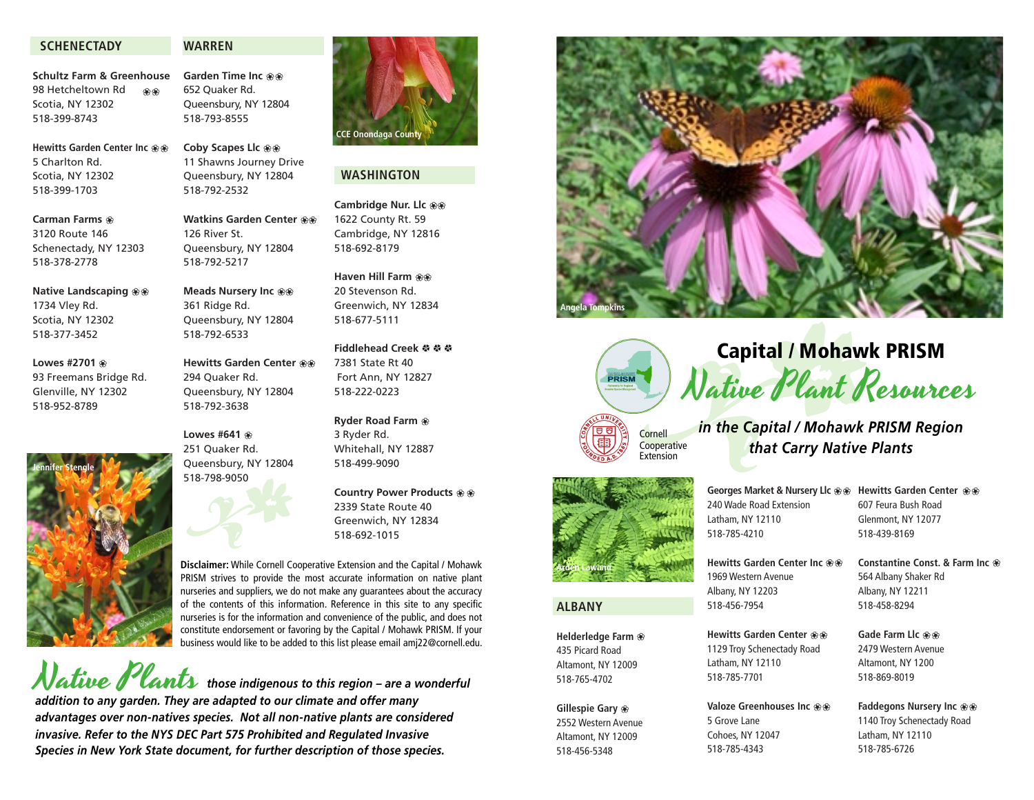## SCHENECTADY

**Schultz Farm & Greenhouse** ❀❀
98 Hetcheltown Rd
Scotia, NY 12302
518-399-8743

**Hewitts Garden Center Inc** ❀❀
5 Charlton Rd.
Scotia, NY 12302
518-399-1703

**Carman Farms** ❀
3120 Route 146
Schenectady, NY 12303
518-378-2778

**Native Landscaping** ❀❀
1734 Vley Rd.
Scotia, NY 12302
518-377-3452

**Lowes #2701** ❀
93 Freemans Bridge Rd.
Glenville, NY 12302
518-952-8789

Jennifer Stengle

## WARREN

**Garden Time Inc** ❀❀
652 Quaker Rd.
Queensbury, NY 12804
518-793-8555

**Coby Scapes Llc** ❀❀
11 Shawns Journey Drive
Queensbury, NY 12804
518-792-2532

**Watkins Garden Center** ❀❀
126 River St.
Queensbury, NY 12804
518-792-5217

**Meads Nursery Inc** ❀❀
361 Ridge Rd.
Queensbury, NY 12804
518-792-6533

**Hewitts Garden Center** ❀❀
294 Quaker Rd.
Queensbury, NY 12804
518-792-3638

**Lowes #641** ❀
251 Quaker Rd.
Queensbury, NY 12804
518-798-9050

CCE Onondaga County

## WASHINGTON

**Cambridge Nur. Llc** ❀❀
1622 County Rt. 59
Cambridge, NY 12816
518-692-8179

**Haven Hill Farm** ❀❀
20 Stevenson Rd.
Greenwich, NY 12834
518-677-5111

**Fiddlehead Creek** ❀❀❀
7381 State Rt 40
Fort Ann, NY 12827
518-222-0223

**Ryder Road Farm** ❀
3 Ryder Rd.
Whitehall, NY 12887
518-499-9090

**Country Power Products** ❀❀
2339 State Route 40
Greenwich, NY 12834
518-692-1015

**Disclaimer:** While Cornell Cooperative Extension and the Capital / Mohawk PRISM strives to provide the most accurate information on native plant nurseries and suppliers, we do not make any guarantees about the accuracy of the contents of this information. Reference in this site to any specific nurseries is for the information and convenience of the public, and does not constitute endorsement or favoring by the Capital / Mohawk PRISM. If your business would like to be added to this list please email amj22@cornell.edu.

***Native Plants** those indigenous to this region – are a wonderful addition to any garden. They are adapted to our climate and offer many advantages over non-natives species. Not all non-native plants are considered invasive. Refer to the NYS DEC Part 575 Prohibited and Regulated Invasive Species in New York State document, for further description of those species.*

Angela Tompkins

Cornell Cooperative Extension

# Capital / Mohawk PRISM

# Native Plant Resources

### *in the Capital / Mohawk PRISM Region that Carry Native Plants*

Arden Lawand

## ALBANY

**Helderledge Farm** ❀
435 Picard Road
Altamont, NY 12009
518-765-4702

**Gillespie Gary** ❀
2552 Western Avenue
Altamont, NY 12009
518-456-5348

**Georges Market & Nursery Llc** ❀❀
240 Wade Road Extension
Latham, NY 12110
518-785-4210

**Hewitts Garden Center Inc** ❀❀
1969 Western Avenue
Albany, NY 12203
518-456-7954

**Hewitts Garden Center** ❀❀
1129 Troy Schenectady Road
Latham, NY 12110
518-785-7701

**Valoze Greenhouses Inc** ❀❀
5 Grove Lane
Cohoes, NY 12047
518-785-4343

**Hewitts Garden Center** ❀❀
607 Feura Bush Road
Glenmont, NY 12077
518-439-8169

**Constantine Const. & Farm Inc** ❀
564 Albany Shaker Rd
Albany, NY 12211
518-458-8294

**Gade Farm Llc** ❀❀
2479 Western Avenue
Altamont, NY 1200
518-869-8019

**Faddegons Nursery Inc** ❀❀
1140 Troy Schenectady Road
Latham, NY 12110
518-785-6726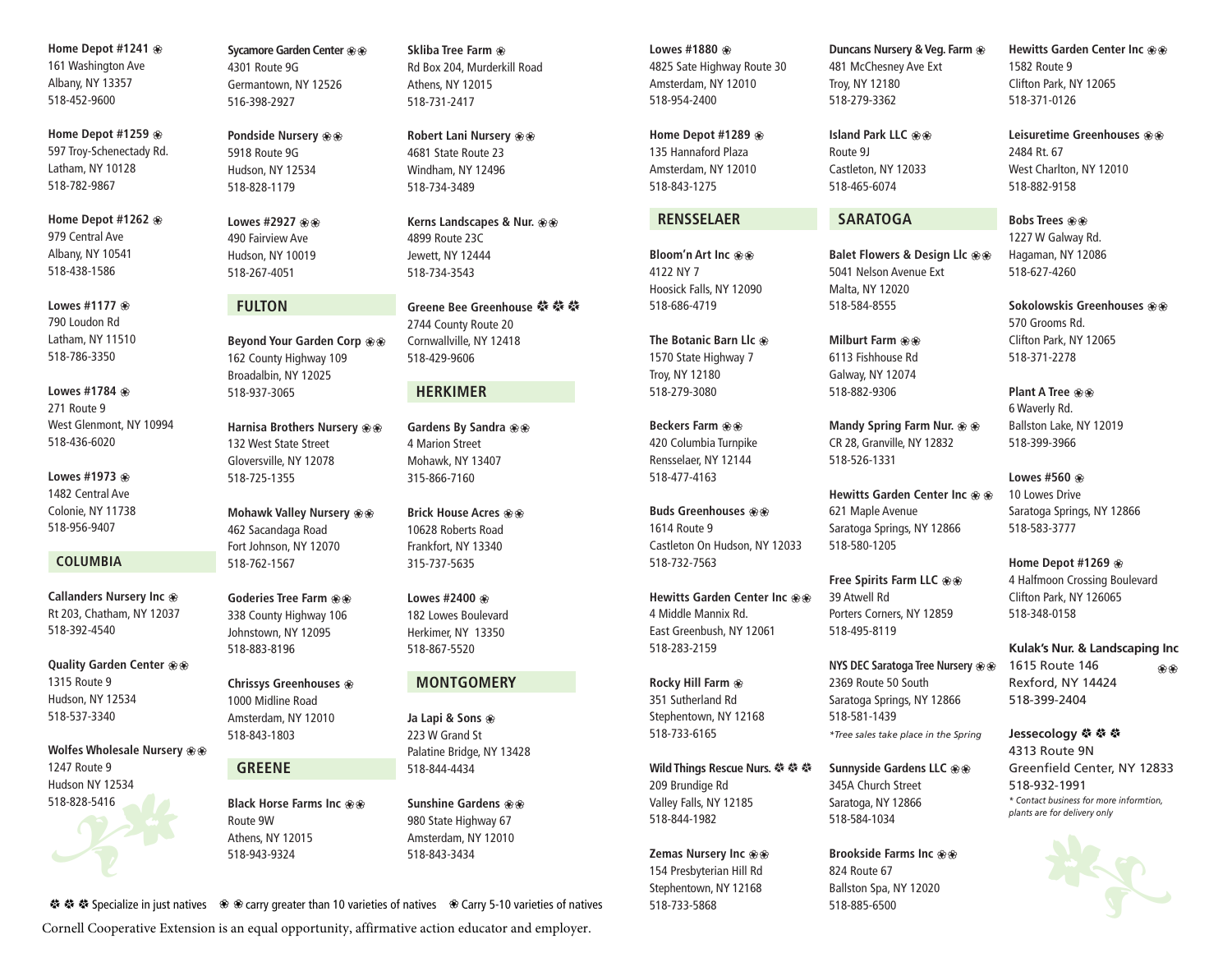**Home Depot #1241** ❀
161 Washington Ave
Albany, NY 13357
518-452-9600

**Home Depot #1259** ❀
597 Troy-Schenectady Rd.
Latham, NY 10128
518-782-9867

**Home Depot #1262** ❀
979 Central Ave
Albany, NY 10541
518-438-1586

**Lowes #1177** ❀
790 Loudon Rd
Latham, NY 11510
518-786-3350

**Lowes #1784** ❀
271 Route 9
West Glenmont, NY 10994
518-436-6020

**Lowes #1973** ❀
1482 Central Ave
Colonie, NY 11738
518-956-9407

## COLUMBIA

**Callanders Nursery Inc** ❀
Rt 203, Chatham, NY 12037
518-392-4540

**Quality Garden Center** ❀❀
1315 Route 9
Hudson, NY 12534
518-537-3340

**Wolfes Wholesale Nursery** ❀❀
1247 Route 9
Hudson NY 12534
518-828-5416

**Sycamore Garden Center** ❀❀
4301 Route 9G
Germantown, NY 12526
516-398-2927

**Pondside Nursery** ❀❀
5918 Route 9G
Hudson, NY 12534
518-828-1179

**Lowes #2927** ❀❀
490 Fairview Ave
Hudson, NY 10019
518-267-4051

## FULTON

**Beyond Your Garden Corp** ❀❀
162 County Highway 109
Broadalbin, NY 12025
518-937-3065

**Harnisa Brothers Nursery** ❀❀
132 West State Street
Gloversville, NY 12078
518-725-1355

**Mohawk Valley Nursery** ❀❀
462 Sacandaga Road
Fort Johnson, NY 12070
518-762-1567

**Goderies Tree Farm** ❀❀
338 County Highway 106
Johnstown, NY 12095
518-883-8196

**Chrissys Greenhouses** ❀
1000 Midline Road
Amsterdam, NY 12010
518-843-1803

## GREENE

**Black Horse Farms Inc** ❀❀
Route 9W
Athens, NY 12015
518-943-9324

**Skliba Tree Farm** ❀
Rd Box 204, Murderkill Road
Athens, NY 12015
518-731-2417

**Robert Lani Nursery** ❀❀
4681 State Route 23
Windham, NY 12496
518-734-3489

**Kerns Landscapes & Nur.** ❀❀
4899 Route 23C
Jewett, NY 12444
518-734-3543

**Greene Bee Greenhouse** ✿✿✿
2744 County Route 20
Cornwallville, NY 12418
518-429-9606

## HERKIMER

**Gardens By Sandra** ❀❀
4 Marion Street
Mohawk, NY 13407
315-866-7160

**Brick House Acres** ❀❀
10628 Roberts Road
Frankfort, NY 13340
315-737-5635

**Lowes #2400** ❀
182 Lowes Boulevard
Herkimer, NY 13350
518-867-5520

## MONTGOMERY

**Ja Lapi & Sons** ❀
223 W Grand St
Palatine Bridge, NY 13428
518-844-4434

**Sunshine Gardens** ❀❀
980 State Highway 67
Amsterdam, NY 12010
518-843-3434

**Lowes #1880** ❀
4825 Sate Highway Route 30
Amsterdam, NY 12010
518-954-2400

**Home Depot #1289** ❀
135 Hannaford Plaza
Amsterdam, NY 12010
518-843-1275

## RENSSELAER

**Bloom'n Art Inc** ❀❀
4122 NY 7
Hoosick Falls, NY 12090
518-686-4719

**The Botanic Barn Llc** ❀
1570 State Highway 7
Troy, NY 12180
518-279-3080

**Beckers Farm** ❀❀
420 Columbia Turnpike
Rensselaer, NY 12144
518-477-4163

**Buds Greenhouses** ❀❀
1614 Route 9
Castleton On Hudson, NY 12033
518-732-7563

**Hewitts Garden Center Inc** ❀❀
4 Middle Mannix Rd.
East Greenbush, NY 12061
518-283-2159

**Rocky Hill Farm** ❀
351 Sutherland Rd
Stephentown, NY 12168
518-733-6165

**Wild Things Rescue Nurs.** ✿✿✿
209 Brundige Rd
Valley Falls, NY 12185
518-844-1982

**Zemas Nursery Inc** ❀❀
154 Presbyterian Hill Rd
Stephentown, NY 12168
518-733-5868

**Duncans Nursery & Veg. Farm** ❀
481 McChesney Ave Ext
Troy, NY 12180
518-279-3362

**Island Park LLC** ❀❀
Route 9J
Castleton, NY 12033
518-465-6074

## SARATOGA

**Balet Flowers & Design Llc** ❀❀
5041 Nelson Avenue Ext
Malta, NY 12020
518-584-8555

**Milburt Farm** ❀❀
6113 Fishhouse Rd
Galway, NY 12074
518-882-9306

**Mandy Spring Farm Nur.** ❀❀
CR 28, Granville, NY 12832
518-526-1331

**Hewitts Garden Center Inc** ❀❀
621 Maple Avenue
Saratoga Springs, NY 12866
518-580-1205

**Free Spirits Farm LLC** ❀❀
39 Atwell Rd
Porters Corners, NY 12859
518-495-8119

**NYS DEC Saratoga Tree Nursery** ❀❀
2369 Route 50 South
Saratoga Springs, NY 12866
518-581-1439
*\*Tree sales take place in the Spring*

**Sunnyside Gardens LLC** ❀❀
345A Church Street
Saratoga, NY 12866
518-584-1034

**Brookside Farms Inc** ❀❀
824 Route 67
Ballston Spa, NY 12020
518-885-6500

**Hewitts Garden Center Inc** ❀❀
1582 Route 9
Clifton Park, NY 12065
518-371-0126

**Leisuretime Greenhouses** ❀❀
2484 Rt. 67
West Charlton, NY 12010
518-882-9158

**Bobs Trees** ❀❀
1227 W Galway Rd.
Hagaman, NY 12086
518-627-4260

**Sokolowskis Greenhouses** ❀❀
570 Grooms Rd.
Clifton Park, NY 12065
518-371-2278

**Plant A Tree** ❀❀
6 Waverly Rd.
Ballston Lake, NY 12019
518-399-3966

**Lowes #560** ❀
10 Lowes Drive
Saratoga Springs, NY 12866
518-583-3777

**Home Depot #1269** ❀
4 Halfmoon Crossing Boulevard
Clifton Park, NY 126065
518-348-0158

**Kulak's Nur. & Landscaping Inc** ❀❀
1615 Route 146
Rexford, NY 14424
518-399-2404

**Jessecology** ✿✿✿
4313 Route 9N
Greenfield Center, NY 12833
518-932-1991
*\* Contact business for more informtion, plants are for delivery only*

✿✿✿ Specialize in just natives ❀❀ carry greater than 10 varieties of natives ❀ Carry 5-10 varieties of natives

Cornell Cooperative Extension is an equal opportunity, affirmative action educator and employer.